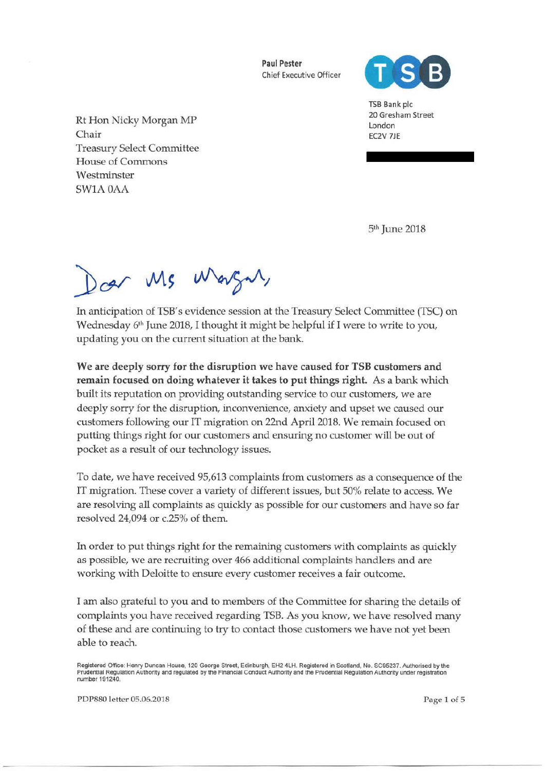**Paul Pester**
Chief Executive Officer

TSB Bank plc
20 Gresham Street
London
EC2V 7JE

Rt Hon Nicky Morgan MP
Chair
Treasury Select Committee
House of Commons
Westminster
SW1A 0AA

5th June 2018

Dear Ms Morgan,

In anticipation of TSB's evidence session at the Treasury Select Committee (TSC) on Wednesday 6th June 2018, I thought it might be helpful if I were to write to you, updating you on the current situation at the bank.

**We are deeply sorry for the disruption we have caused for TSB customers and remain focused on doing whatever it takes to put things right.** As a bank which built its reputation on providing outstanding service to our customers, we are deeply sorry for the disruption, inconvenience, anxiety and upset we caused our customers following our IT migration on 22nd April 2018. We remain focused on putting things right for our customers and ensuring no customer will be out of pocket as a result of our technology issues.

To date, we have received 95,613 complaints from customers as a consequence of the IT migration. These cover a variety of different issues, but 50% relate to access. We are resolving all complaints as quickly as possible for our customers and have so far resolved 24,094 or c.25% of them.

In order to put things right for the remaining customers with complaints as quickly as possible, we are recruiting over 466 additional complaints handlers and are working with Deloitte to ensure every customer receives a fair outcome.

I am also grateful to you and to members of the Committee for sharing the details of complaints you have received regarding TSB. As you know, we have resolved many of these and are continuing to try to contact those customers we have not yet been able to reach.

Registered Office: Henry Duncan House, 120 George Street, Edinburgh, EH2 4LH. Registered in Scotland, No. SC95237. Authorised by the Prudential Regulation Authority and regulated by the Financial Conduct Authority and the Prudential Regulation Authority under registration number 191240.

PDP880 letter 05.06.2018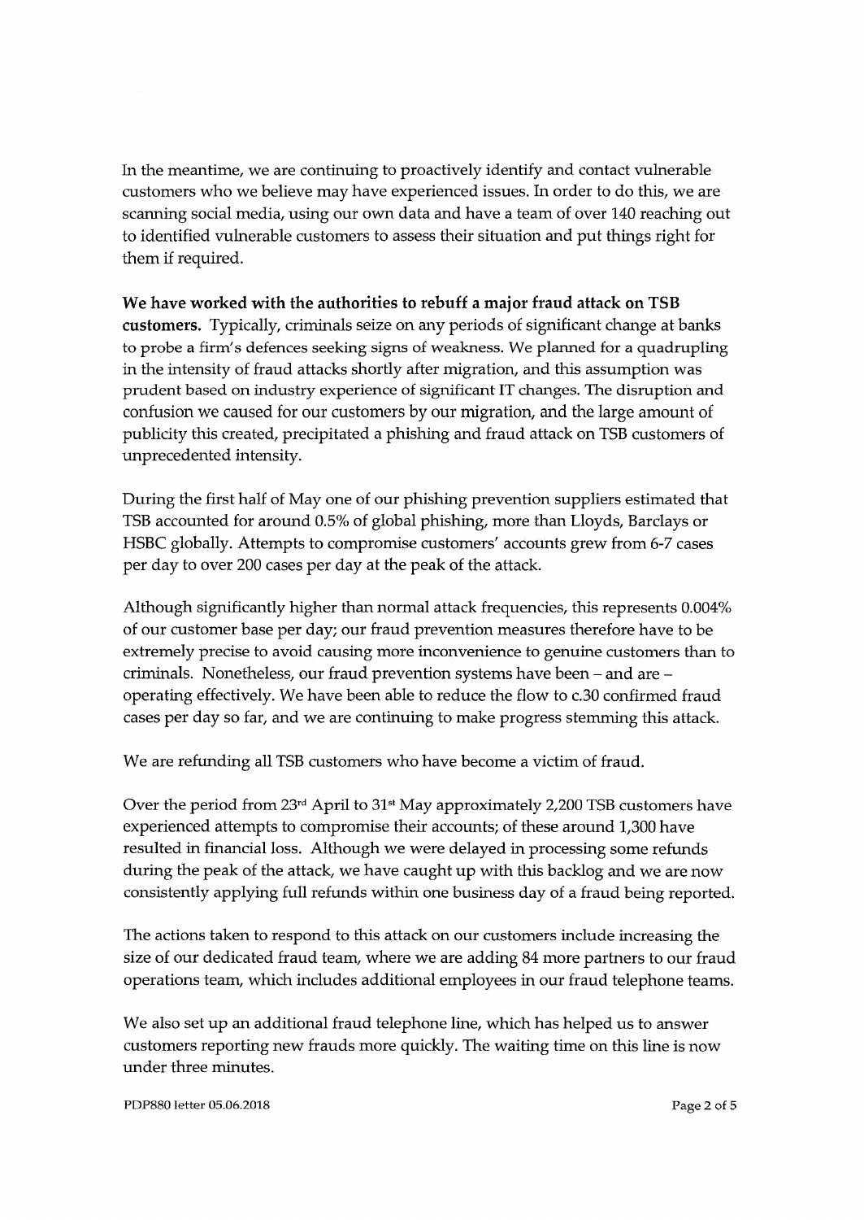In the meantime, we are continuing to proactively identify and contact vulnerable customers who we believe may have experienced issues. In order to do this, we are scanning social media, using our own data and have a team of over 140 reaching out to identified vulnerable customers to assess their situation and put things right for them if required.

**We have worked with the authorities to rebuff a major fraud attack on TSB customers.** Typically, criminals seize on any periods of significant change at banks to probe a firm's defences seeking signs of weakness. We planned for a quadrupling in the intensity of fraud attacks shortly after migration, and this assumption was prudent based on industry experience of significant IT changes. The disruption and confusion we caused for our customers by our migration, and the large amount of publicity this created, precipitated a phishing and fraud attack on TSB customers of unprecedented intensity.

During the first half of May one of our phishing prevention suppliers estimated that TSB accounted for around 0.5% of global phishing, more than Lloyds, Barclays or HSBC globally. Attempts to compromise customers' accounts grew from 6-7 cases per day to over 200 cases per day at the peak of the attack.

Although significantly higher than normal attack frequencies, this represents 0.004% of our customer base per day; our fraud prevention measures therefore have to be extremely precise to avoid causing more inconvenience to genuine customers than to criminals. Nonetheless, our fraud prevention systems have been – and are – operating effectively. We have been able to reduce the flow to c.30 confirmed fraud cases per day so far, and we are continuing to make progress stemming this attack.

We are refunding all TSB customers who have become a victim of fraud.

Over the period from 23rd April to 31st May approximately 2,200 TSB customers have experienced attempts to compromise their accounts; of these around 1,300 have resulted in financial loss. Although we were delayed in processing some refunds during the peak of the attack, we have caught up with this backlog and we are now consistently applying full refunds within one business day of a fraud being reported.

The actions taken to respond to this attack on our customers include increasing the size of our dedicated fraud team, where we are adding 84 more partners to our fraud operations team, which includes additional employees in our fraud telephone teams.

We also set up an additional fraud telephone line, which has helped us to answer customers reporting new frauds more quickly. The waiting time on this line is now under three minutes.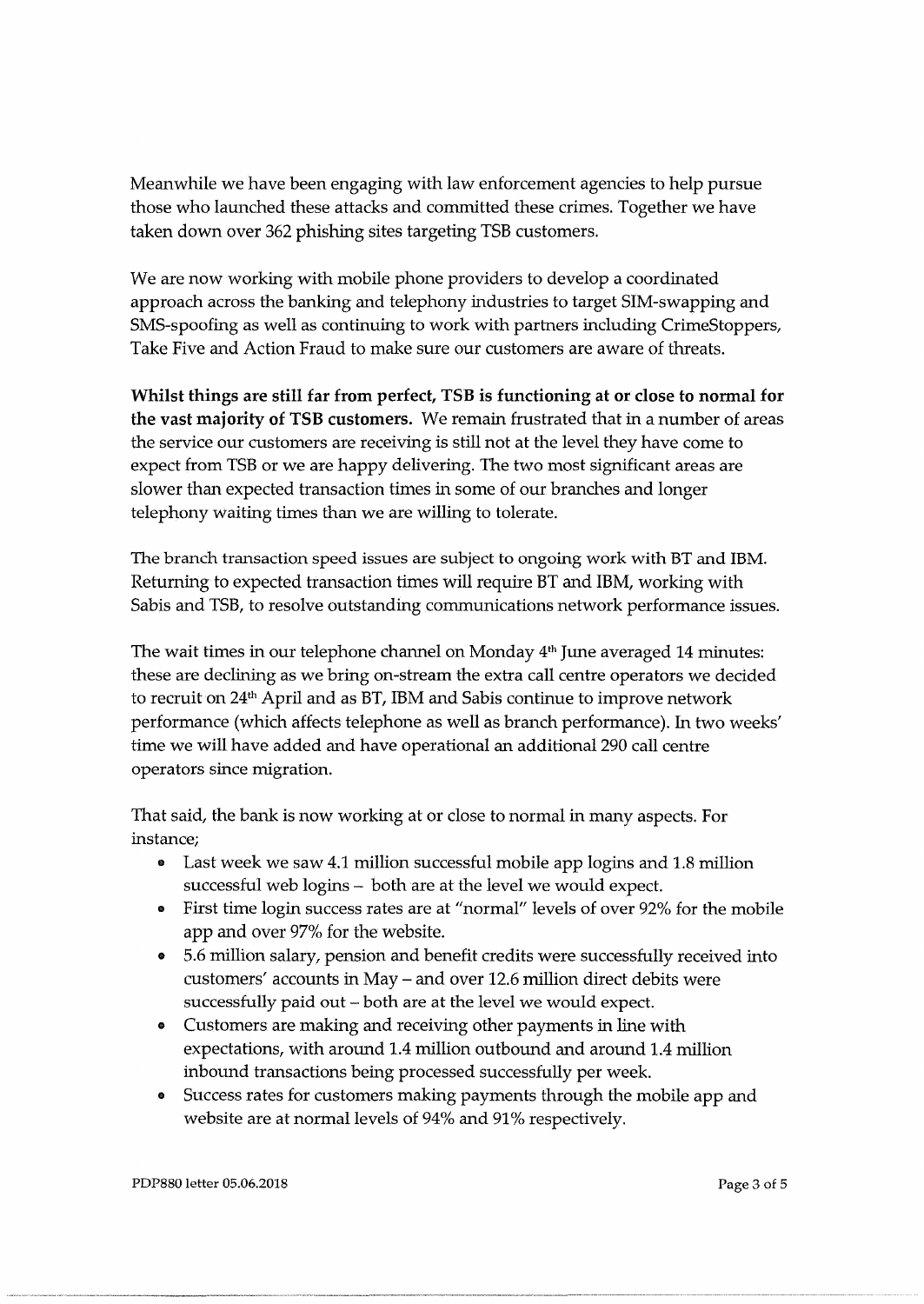Meanwhile we have been engaging with law enforcement agencies to help pursue those who launched these attacks and committed these crimes. Together we have taken down over 362 phishing sites targeting TSB customers.

We are now working with mobile phone providers to develop a coordinated approach across the banking and telephony industries to target SIM-swapping and SMS-spoofing as well as continuing to work with partners including CrimeStoppers, Take Five and Action Fraud to make sure our customers are aware of threats.

**Whilst things are still far from perfect, TSB is functioning at or close to normal for the vast majority of TSB customers.** We remain frustrated that in a number of areas the service our customers are receiving is still not at the level they have come to expect from TSB or we are happy delivering. The two most significant areas are slower than expected transaction times in some of our branches and longer telephony waiting times than we are willing to tolerate.

The branch transaction speed issues are subject to ongoing work with BT and IBM. Returning to expected transaction times will require BT and IBM, working with Sabis and TSB, to resolve outstanding communications network performance issues.

The wait times in our telephone channel on Monday 4th June averaged 14 minutes: these are declining as we bring on-stream the extra call centre operators we decided to recruit on 24th April and as BT, IBM and Sabis continue to improve network performance (which affects telephone as well as branch performance). In two weeks' time we will have added and have operational an additional 290 call centre operators since migration.

That said, the bank is now working at or close to normal in many aspects. For instance;

- Last week we saw 4.1 million successful mobile app logins and 1.8 million successful web logins – both are at the level we would expect.
- First time login success rates are at "normal" levels of over 92% for the mobile app and over 97% for the website.
- 5.6 million salary, pension and benefit credits were successfully received into customers' accounts in May – and over 12.6 million direct debits were successfully paid out – both are at the level we would expect.
- Customers are making and receiving other payments in line with expectations, with around 1.4 million outbound and around 1.4 million inbound transactions being processed successfully per week.
- Success rates for customers making payments through the mobile app and website are at normal levels of 94% and 91% respectively.

PDP880 letter 05.06.2018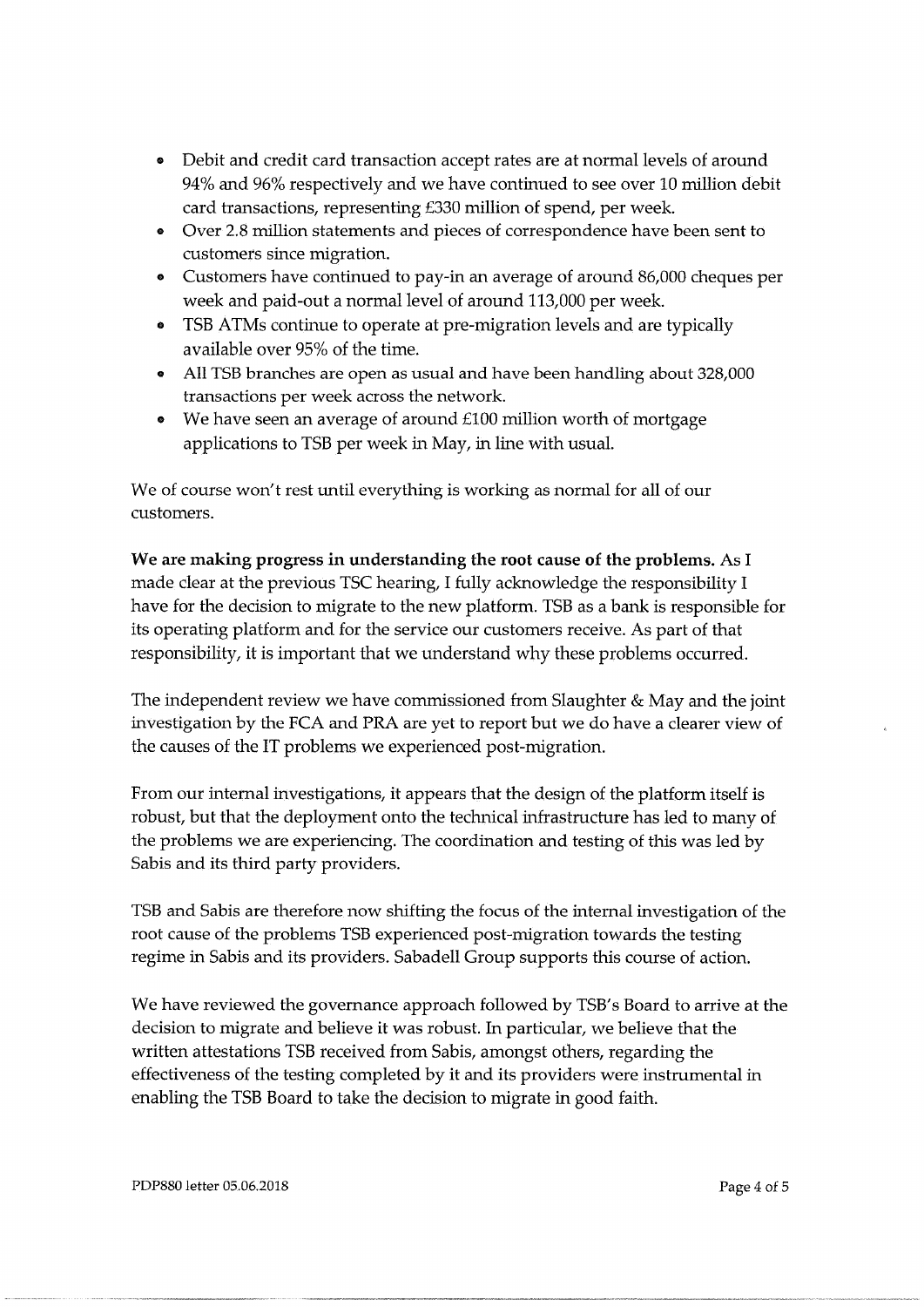- Debit and credit card transaction accept rates are at normal levels of around 94% and 96% respectively and we have continued to see over 10 million debit card transactions, representing £330 million of spend, per week.
- Over 2.8 million statements and pieces of correspondence have been sent to customers since migration.
- Customers have continued to pay-in an average of around 86,000 cheques per week and paid-out a normal level of around 113,000 per week.
- TSB ATMs continue to operate at pre-migration levels and are typically available over 95% of the time.
- All TSB branches are open as usual and have been handling about 328,000 transactions per week across the network.
- We have seen an average of around £100 million worth of mortgage applications to TSB per week in May, in line with usual.

We of course won't rest until everything is working as normal for all of our customers.

**We are making progress in understanding the root cause of the problems.** As I made clear at the previous TSC hearing, I fully acknowledge the responsibility I have for the decision to migrate to the new platform. TSB as a bank is responsible for its operating platform and for the service our customers receive. As part of that responsibility, it is important that we understand why these problems occurred.

The independent review we have commissioned from Slaughter & May and the joint investigation by the FCA and PRA are yet to report but we do have a clearer view of the causes of the IT problems we experienced post-migration.

From our internal investigations, it appears that the design of the platform itself is robust, but that the deployment onto the technical infrastructure has led to many of the problems we are experiencing. The coordination and testing of this was led by Sabis and its third party providers.

TSB and Sabis are therefore now shifting the focus of the internal investigation of the root cause of the problems TSB experienced post-migration towards the testing regime in Sabis and its providers. Sabadell Group supports this course of action.

We have reviewed the governance approach followed by TSB's Board to arrive at the decision to migrate and believe it was robust. In particular, we believe that the written attestations TSB received from Sabis, amongst others, regarding the effectiveness of the testing completed by it and its providers were instrumental in enabling the TSB Board to take the decision to migrate in good faith.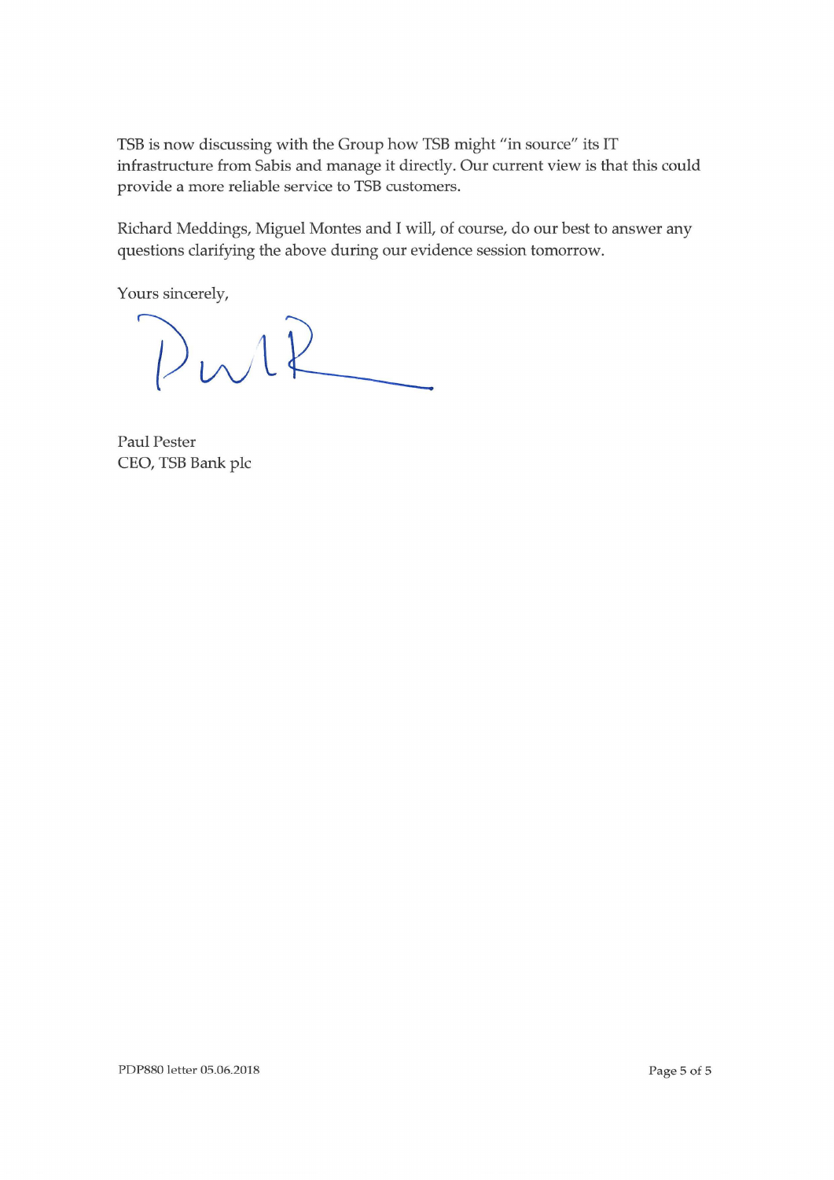TSB is now discussing with the Group how TSB might "in source" its IT infrastructure from Sabis and manage it directly. Our current view is that this could provide a more reliable service to TSB customers.

Richard Meddings, Miguel Montes and I will, of course, do our best to answer any questions clarifying the above during our evidence session tomorrow.

Yours sincerely,

Paul Pester
CEO, TSB Bank plc

PDP880 letter 05.06.2018